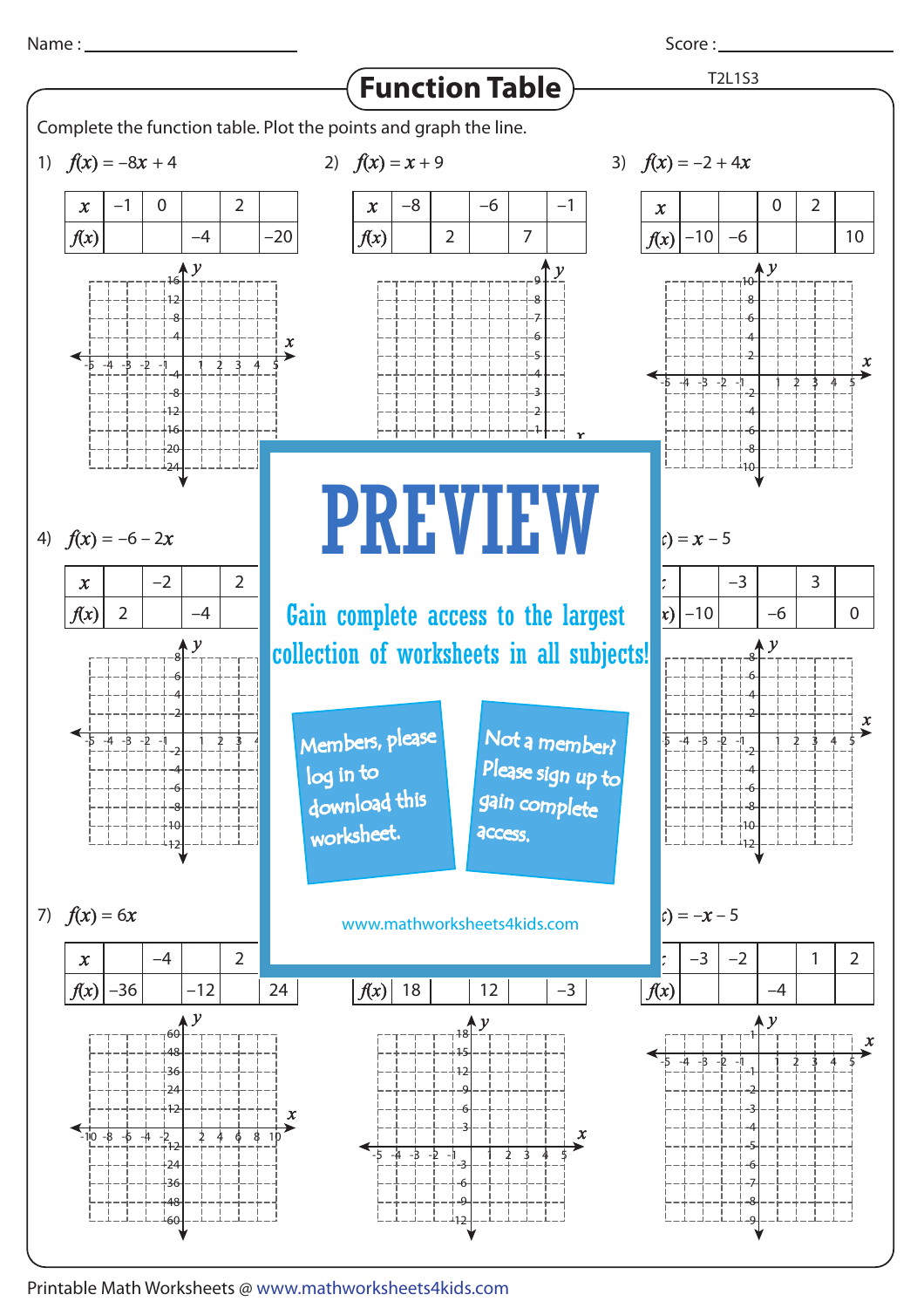Name : ______________________ Score : ______________________

# Function Table

T2L1S3

Complete the function table. Plot the points and graph the line.

1) $f(x) = -8x + 4$

| $x$ | –1 | 0 | | 2 | |
|---|---|---|---|---|---|
| $f(x)$ | | | –4 | | –20 |

2) $f(x) = x + 9$

| $x$ | –8 | | –6 | | –1 |
|---|---|---|---|---|---|
| $f(x)$ | | 2 | | 7 | |

3) $f(x) = -2 + 4x$

| $x$ | | | 0 | 2 | |
|---|---|---|---|---|---|
| $f(x)$ | –10 | –6 | | | 10 |

4) $f(x) = -6 - 2x$

| $x$ | | –2 | | 2 | |
|---|---|---|---|---|---|
| $f(x)$ | 2 | | –4 | | |

6) $f(x) = x - 5$

| $x$ | | –3 | | 3 | |
|---|---|---|---|---|---|
| $f(x)$ | –10 | | –6 | | 0 |

7) $f(x) = 6x$

| $x$ | | –4 | | 2 | |
|---|---|---|---|---|---|
| $f(x)$ | –36 | | –12 | | 24 |

8)

| $x$ | | | | | |
|---|---|---|---|---|---|
| $f(x)$ | 18 | | 12 | | –3 |

9) $f(x) = -x - 5$

| $x$ | –3 | –2 | | 1 | 2 |
|---|---|---|---|---|---|
| $f(x)$ | | | –4 | | |

**PREVIEW**

Gain complete access to the largest collection of worksheets in all subjects!

Members, please log in to download this worksheet.

Not a member? Please sign up to gain complete access.

www.mathworksheets4kids.com

Printable Math Worksheets @ www.mathworksheets4kids.com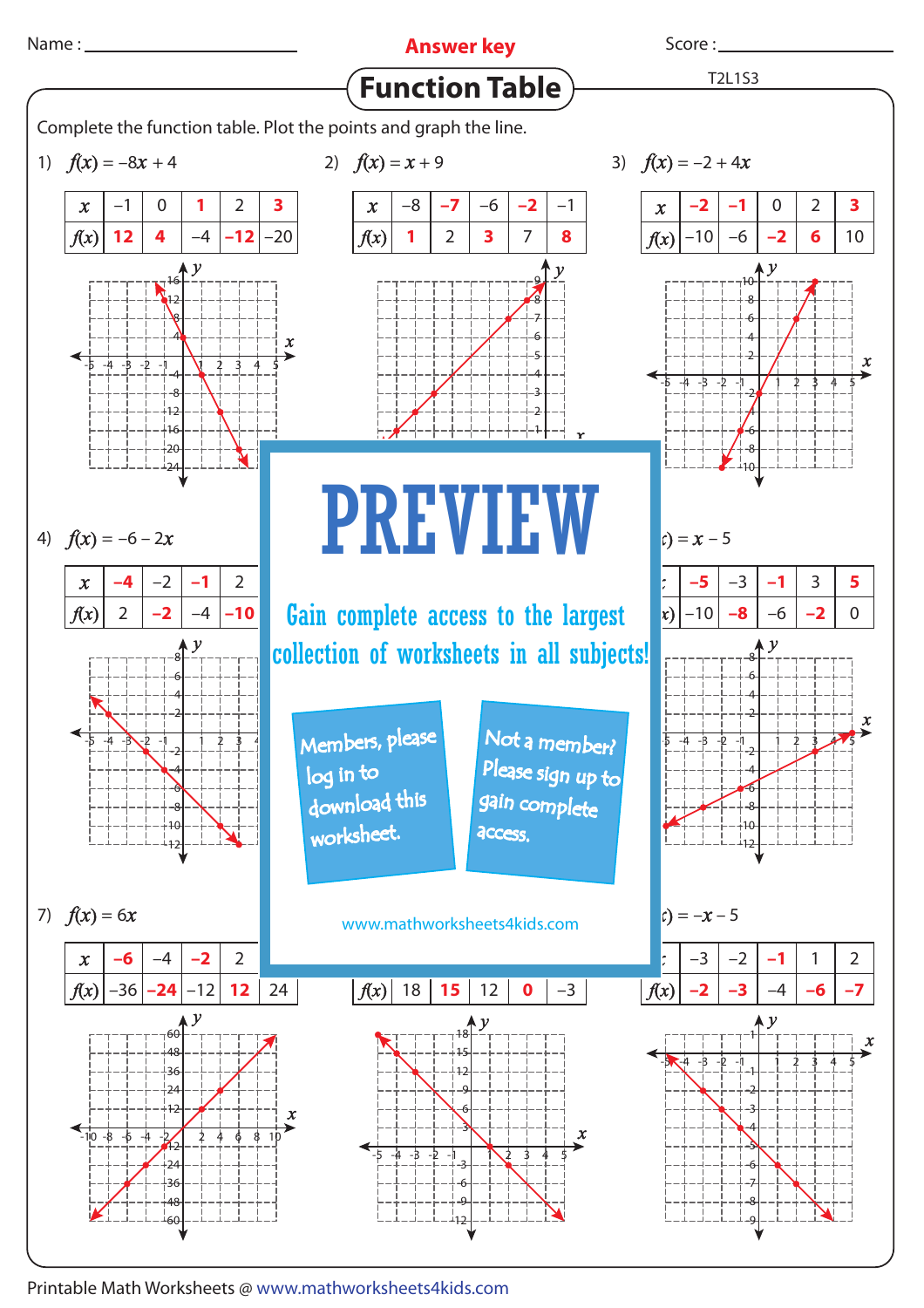Name : ______________ **Answer key** Score : ______________

# Function Table

T2L1S3

Complete the function table. Plot the points and graph the line.

1) $f(x) = -8x + 4$

| $x$ | –1 | 0 | **1** | 2 | **3** |
|---|---|---|---|---|---|
| $f(x)$ | **12** | **4** | –4 | **–12** | –20 |

2) $f(x) = x + 9$

| $x$ | –8 | **–7** | –6 | **–2** | –1 |
|---|---|---|---|---|---|
| $f(x)$ | **1** | 2 | **3** | 7 | **8** |

3) $f(x) = -2 + 4x$

| $x$ | **–2** | **–1** | 0 | 2 | **3** |
|---|---|---|---|---|---|
| $f(x)$ | –10 | –6 | **–2** | **6** | 10 |

4) $f(x) = -6 - 2x$

| $x$ | **–4** | –2 | **–1** | 2 |
|---|---|---|---|---|
| $f(x)$ | 2 | **–2** | –4 | **–10** |

$x$) = $x$ – 5

| $x$ | **–5** | –3 | **–1** | 3 | **5** |
|---|---|---|---|---|---|
| $f(x)$ | –10 | **–8** | –6 | **–2** | 0 |

7) $f(x) = 6x$

| $x$ | **–6** | –4 | **–2** | 2 |
|---|---|---|---|---|
| $f(x)$ | –36 | **–24** | –12 | **12** | 24 |

| | | | | |
|---|---|---|---|---|
| $f(x)$ | 18 | **15** | 12 | **0** | –3 |

$x$) = –$x$ – 5

| $x$ | –3 | –2 | **–1** | 1 | 2 |
|---|---|---|---|---|---|
| $f(x)$ | **–2** | **–3** | –4 | **–6** | **–7** |

**PREVIEW**

Gain complete access to the largest collection of worksheets in all subjects!

Members, please log in to download this worksheet.

Not a member? Please sign up to gain complete access.

www.mathworksheets4kids.com

Printable Math Worksheets @ www.mathworksheets4kids.com